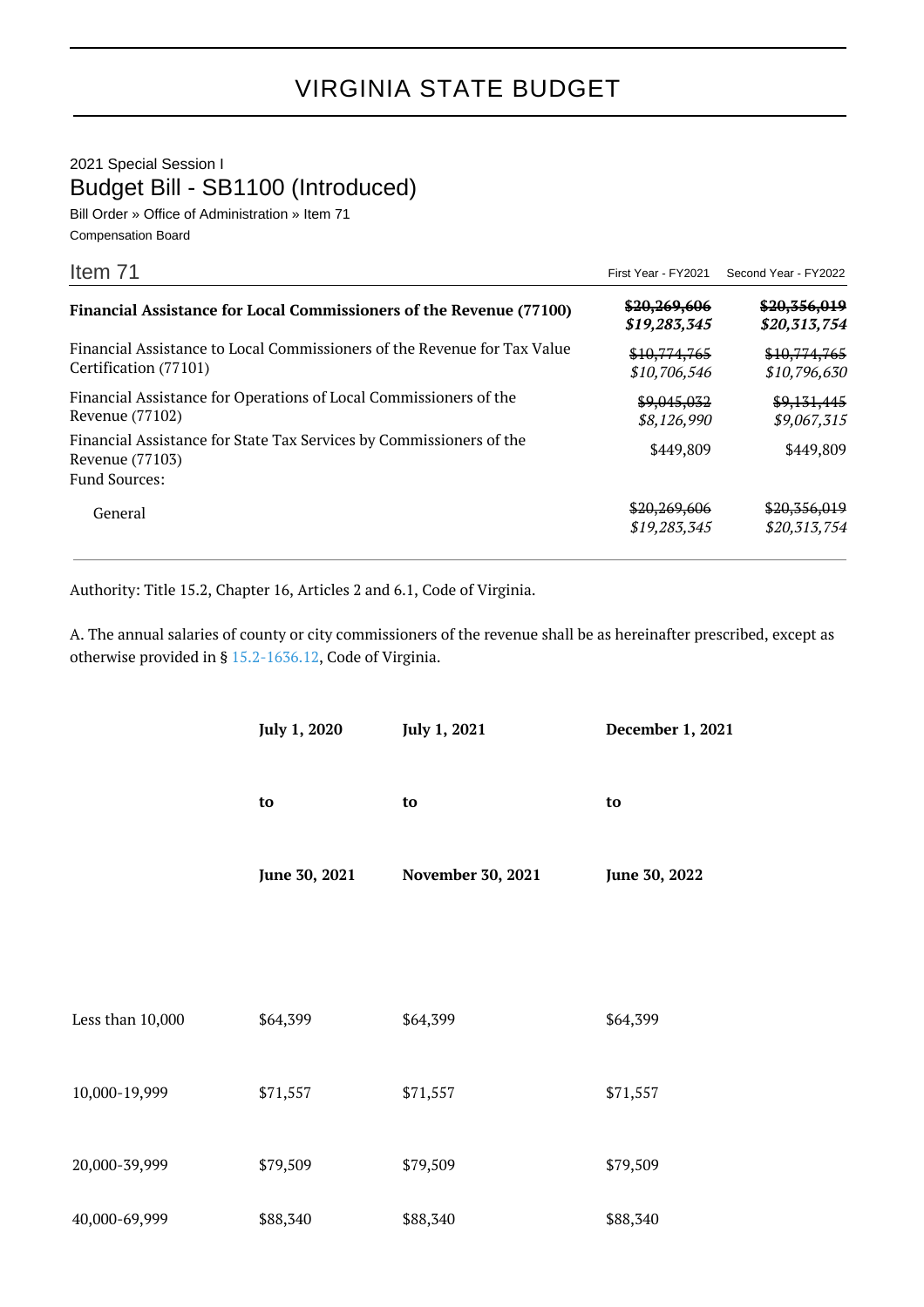# VIRGINIA STATE BUDGET

2021 Special Session I

## Budget Bill - SB1100 (Introduced)

Bill Order » Office of Administration » Item 71

Compensation Board

| Item 71 | First Year - FY2021 | Second Year - FY2022 |
|---|---|---|
| **Financial Assistance for Local Commissioners of the Revenue (77100)** | ~~**$20,269,606**~~ ***$19,283,345*** | ~~**$20,356,019**~~ ***$20,313,754*** |
| Financial Assistance to Local Commissioners of the Revenue for Tax Value Certification (77101) | ~~$10,774,765~~ *$10,706,546* | ~~$10,774,765~~ *$10,796,630* |
| Financial Assistance for Operations of Local Commissioners of the Revenue (77102) | ~~$9,045,032~~ *$8,126,990* | ~~$9,131,445~~ *$9,067,315* |
| Financial Assistance for State Tax Services by Commissioners of the Revenue (77103) | $449,809 | $449,809 |
| Fund Sources: | | |
| General | ~~$20,269,606~~ *$19,283,345* | ~~$20,356,019~~ *$20,313,754* |

Authority: Title 15.2, Chapter 16, Articles 2 and 6.1, Code of Virginia.

A. The annual salaries of county or city commissioners of the revenue shall be as hereinafter prescribed, except as otherwise provided in § 15.2-1636.12, Code of Virginia.

| | **July 1, 2020 to June 30, 2021** | **July 1, 2021 to November 30, 2021** | **December 1, 2021 to June 30, 2022** |
|---|---|---|---|
| Less than 10,000 | $64,399 | $64,399 | $64,399 |
| 10,000-19,999 | $71,557 | $71,557 | $71,557 |
| 20,000-39,999 | $79,509 | $79,509 | $79,509 |
| 40,000-69,999 | $88,340 | $88,340 | $88,340 |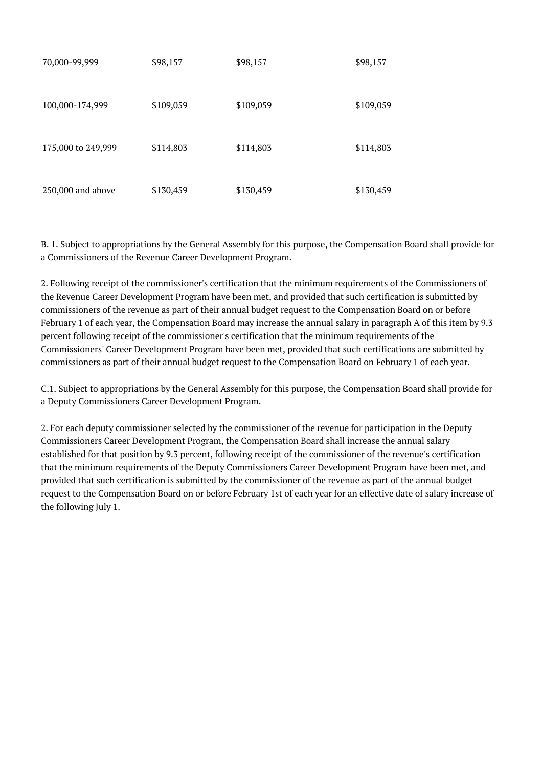| | | | |
|---|---|---|---|
| 70,000-99,999 | $98,157 | $98,157 | $98,157 |
| 100,000-174,999 | $109,059 | $109,059 | $109,059 |
| 175,000 to 249,999 | $114,803 | $114,803 | $114,803 |
| 250,000 and above | $130,459 | $130,459 | $130,459 |

B. 1. Subject to appropriations by the General Assembly for this purpose, the Compensation Board shall provide for a Commissioners of the Revenue Career Development Program.

2. Following receipt of the commissioner's certification that the minimum requirements of the Commissioners of the Revenue Career Development Program have been met, and provided that such certification is submitted by commissioners of the revenue as part of their annual budget request to the Compensation Board on or before February 1 of each year, the Compensation Board may increase the annual salary in paragraph A of this item by 9.3 percent following receipt of the commissioner's certification that the minimum requirements of the Commissioners' Career Development Program have been met, provided that such certifications are submitted by commissioners as part of their annual budget request to the Compensation Board on February 1 of each year.

C.1. Subject to appropriations by the General Assembly for this purpose, the Compensation Board shall provide for a Deputy Commissioners Career Development Program.

2. For each deputy commissioner selected by the commissioner of the revenue for participation in the Deputy Commissioners Career Development Program, the Compensation Board shall increase the annual salary established for that position by 9.3 percent, following receipt of the commissioner of the revenue's certification that the minimum requirements of the Deputy Commissioners Career Development Program have been met, and provided that such certification is submitted by the commissioner of the revenue as part of the annual budget request to the Compensation Board on or before February 1st of each year for an effective date of salary increase of the following July 1.